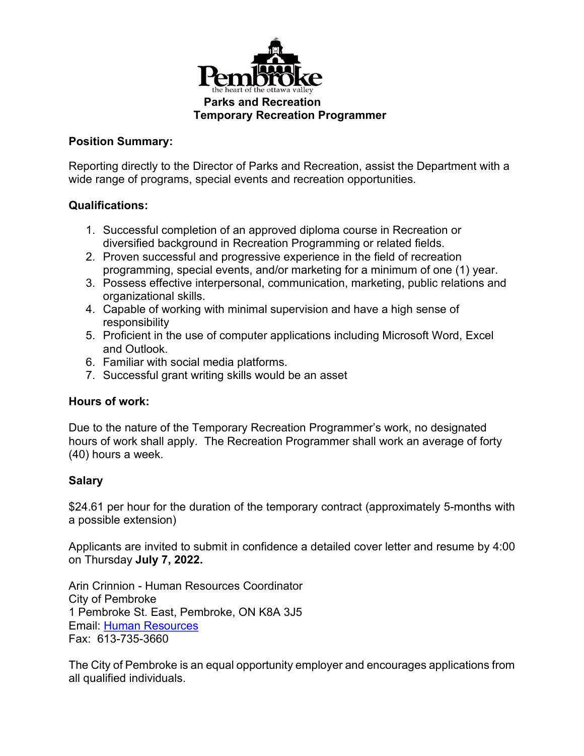Pembroke
the heart of the ottawa valley

# Parks and Recreation
## Temporary Recreation Programmer

**Position Summary:**

Reporting directly to the Director of Parks and Recreation, assist the Department with a wide range of programs, special events and recreation opportunities.

**Qualifications:**

1. Successful completion of an approved diploma course in Recreation or diversified background in Recreation Programming or related fields.
2. Proven successful and progressive experience in the field of recreation programming, special events, and/or marketing for a minimum of one (1) year.
3. Possess effective interpersonal, communication, marketing, public relations and organizational skills.
4. Capable of working with minimal supervision and have a high sense of responsibility
5. Proficient in the use of computer applications including Microsoft Word, Excel and Outlook.
6. Familiar with social media platforms.
7. Successful grant writing skills would be an asset

**Hours of work:**

Due to the nature of the Temporary Recreation Programmer's work, no designated hours of work shall apply. The Recreation Programmer shall work an average of forty (40) hours a week.

**Salary**

$24.61 per hour for the duration of the temporary contract (approximately 5-months with a possible extension)

Applicants are invited to submit in confidence a detailed cover letter and resume by 4:00 on Thursday **July 7, 2022.**

Arin Crinnion - Human Resources Coordinator
City of Pembroke
1 Pembroke St. East, Pembroke, ON K8A 3J5
Email: Human Resources
Fax: 613-735-3660

The City of Pembroke is an equal opportunity employer and encourages applications from all qualified individuals.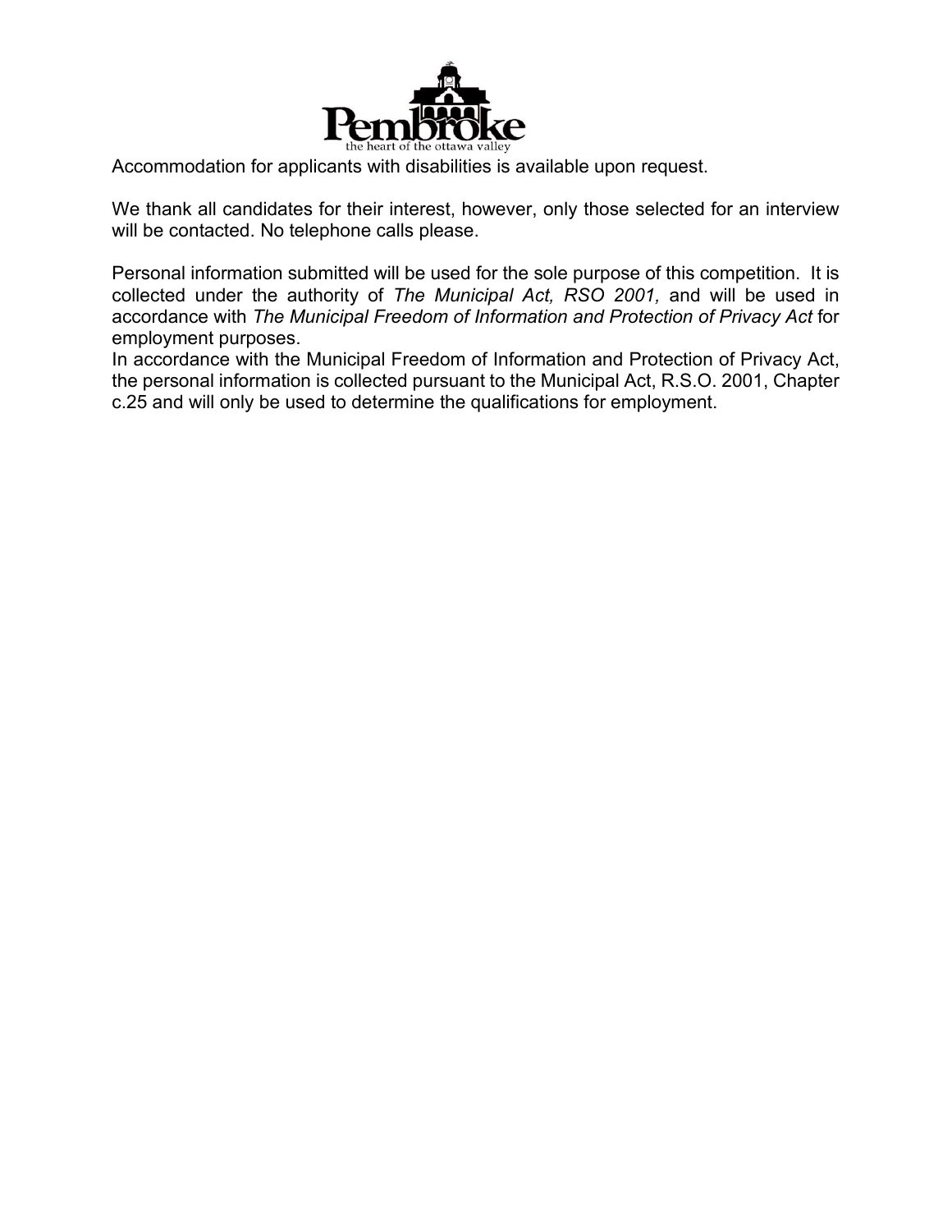Accommodation for applicants with disabilities is available upon request.

We thank all candidates for their interest, however, only those selected for an interview will be contacted. No telephone calls please.

Personal information submitted will be used for the sole purpose of this competition. It is collected under the authority of *The Municipal Act, RSO 2001,* and will be used in accordance with *The Municipal Freedom of Information and Protection of Privacy Act* for employment purposes.
In accordance with the Municipal Freedom of Information and Protection of Privacy Act, the personal information is collected pursuant to the Municipal Act, R.S.O. 2001, Chapter c.25 and will only be used to determine the qualifications for employment.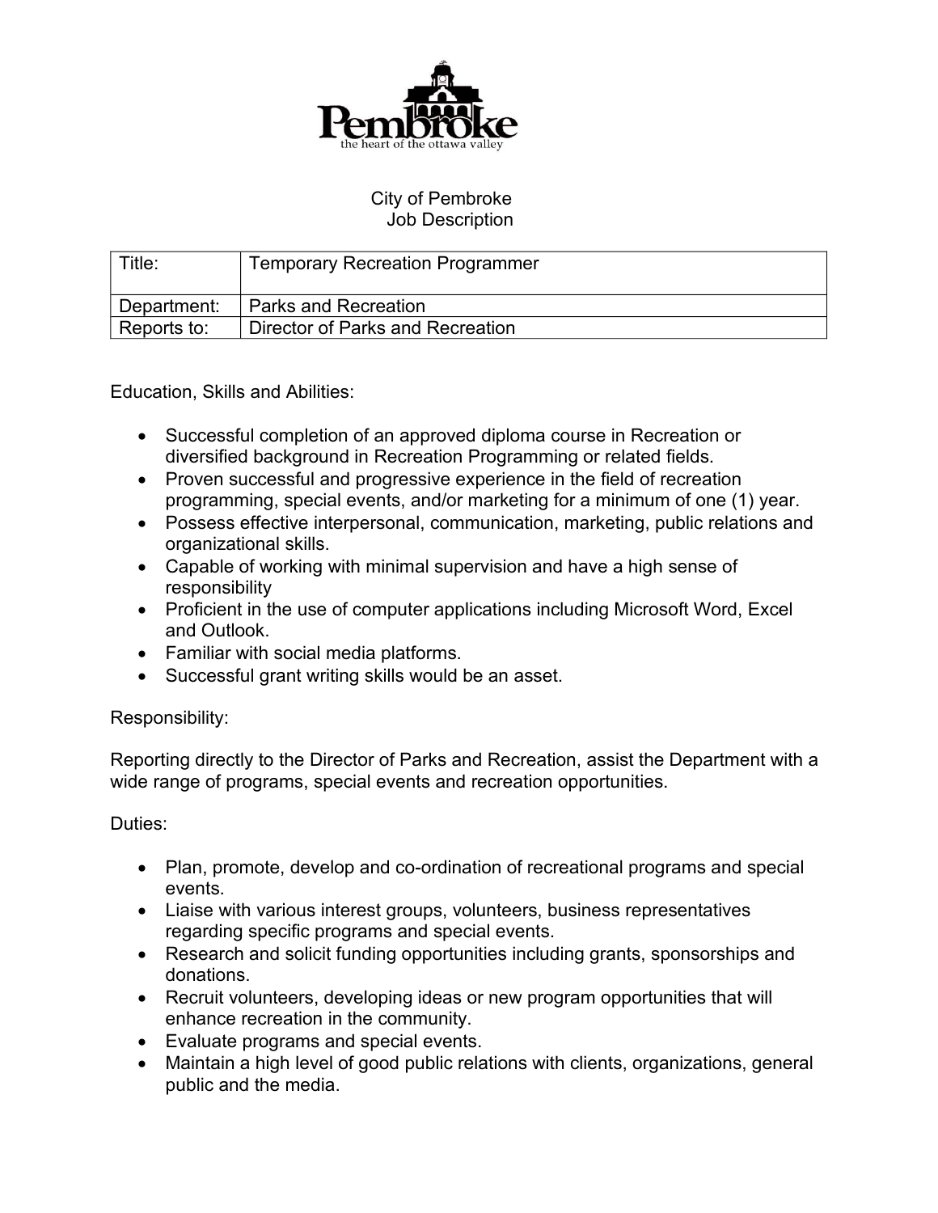City of Pembroke
Job Description

| Title: | Temporary Recreation Programmer |
|---|---|
| Department: | Parks and Recreation |
| Reports to: | Director of Parks and Recreation |

Education, Skills and Abilities:

- Successful completion of an approved diploma course in Recreation or diversified background in Recreation Programming or related fields.
- Proven successful and progressive experience in the field of recreation programming, special events, and/or marketing for a minimum of one (1) year.
- Possess effective interpersonal, communication, marketing, public relations and organizational skills.
- Capable of working with minimal supervision and have a high sense of responsibility
- Proficient in the use of computer applications including Microsoft Word, Excel and Outlook.
- Familiar with social media platforms.
- Successful grant writing skills would be an asset.

Responsibility:

Reporting directly to the Director of Parks and Recreation, assist the Department with a wide range of programs, special events and recreation opportunities.

Duties:

- Plan, promote, develop and co-ordination of recreational programs and special events.
- Liaise with various interest groups, volunteers, business representatives regarding specific programs and special events.
- Research and solicit funding opportunities including grants, sponsorships and donations.
- Recruit volunteers, developing ideas or new program opportunities that will enhance recreation in the community.
- Evaluate programs and special events.
- Maintain a high level of good public relations with clients, organizations, general public and the media.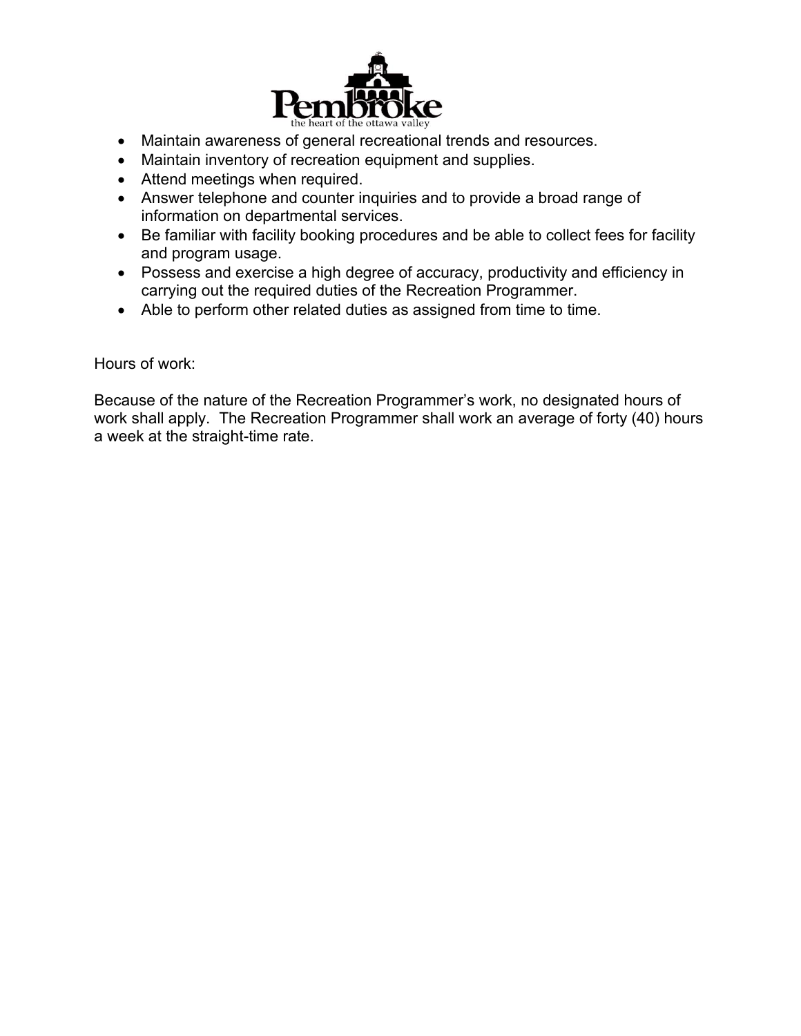- Maintain awareness of general recreational trends and resources.
- Maintain inventory of recreation equipment and supplies.
- Attend meetings when required.
- Answer telephone and counter inquiries and to provide a broad range of information on departmental services.
- Be familiar with facility booking procedures and be able to collect fees for facility and program usage.
- Possess and exercise a high degree of accuracy, productivity and efficiency in carrying out the required duties of the Recreation Programmer.
- Able to perform other related duties as assigned from time to time.

Hours of work:

Because of the nature of the Recreation Programmer's work, no designated hours of work shall apply. The Recreation Programmer shall work an average of forty (40) hours a week at the straight-time rate.